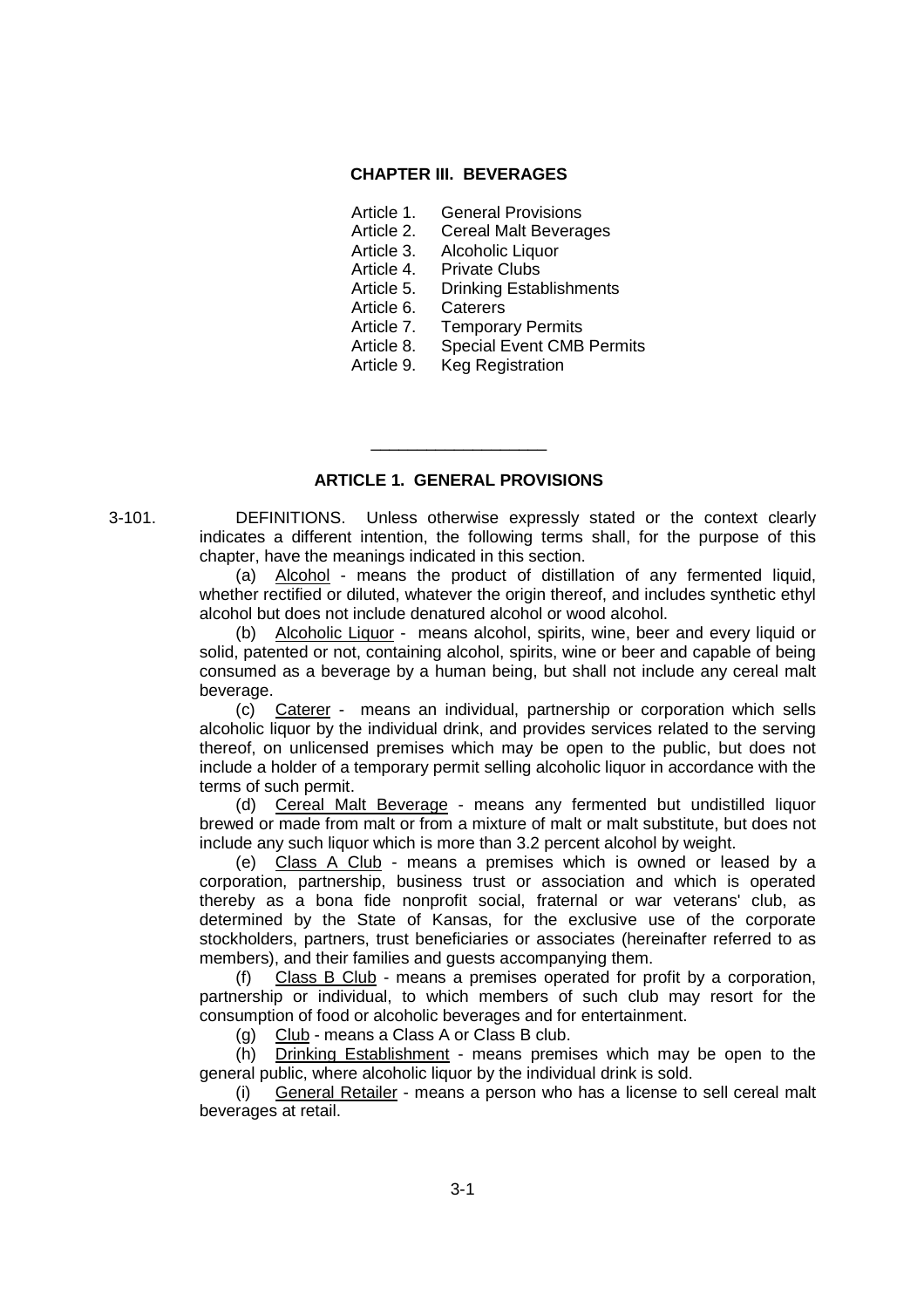# CHAPTER III. BEVERAGES

Article 1. General Provisions
Article 2. Cereal Malt Beverages
Article 3. Alcoholic Liquor
Article 4. Private Clubs
Article 5. Drinking Establishments
Article 6. Caterers
Article 7. Temporary Permits
Article 8. Special Event CMB Permits
Article 9. Keg Registration

---

## ARTICLE 1. GENERAL PROVISIONS

3-101. DEFINITIONS. Unless otherwise expressly stated or the context clearly indicates a different intention, the following terms shall, for the purpose of this chapter, have the meanings indicated in this section.

(a) Alcohol - means the product of distillation of any fermented liquid, whether rectified or diluted, whatever the origin thereof, and includes synthetic ethyl alcohol but does not include denatured alcohol or wood alcohol.

(b) Alcoholic Liquor - means alcohol, spirits, wine, beer and every liquid or solid, patented or not, containing alcohol, spirits, wine or beer and capable of being consumed as a beverage by a human being, but shall not include any cereal malt beverage.

(c) Caterer - means an individual, partnership or corporation which sells alcoholic liquor by the individual drink, and provides services related to the serving thereof, on unlicensed premises which may be open to the public, but does not include a holder of a temporary permit selling alcoholic liquor in accordance with the terms of such permit.

(d) Cereal Malt Beverage - means any fermented but undistilled liquor brewed or made from malt or from a mixture of malt or malt substitute, but does not include any such liquor which is more than 3.2 percent alcohol by weight.

(e) Class A Club - means a premises which is owned or leased by a corporation, partnership, business trust or association and which is operated thereby as a bona fide nonprofit social, fraternal or war veterans' club, as determined by the State of Kansas, for the exclusive use of the corporate stockholders, partners, trust beneficiaries or associates (hereinafter referred to as members), and their families and guests accompanying them.

(f) Class B Club - means a premises operated for profit by a corporation, partnership or individual, to which members of such club may resort for the consumption of food or alcoholic beverages and for entertainment.

(g) Club - means a Class A or Class B club.

(h) Drinking Establishment - means premises which may be open to the general public, where alcoholic liquor by the individual drink is sold.

(i) General Retailer - means a person who has a license to sell cereal malt beverages at retail.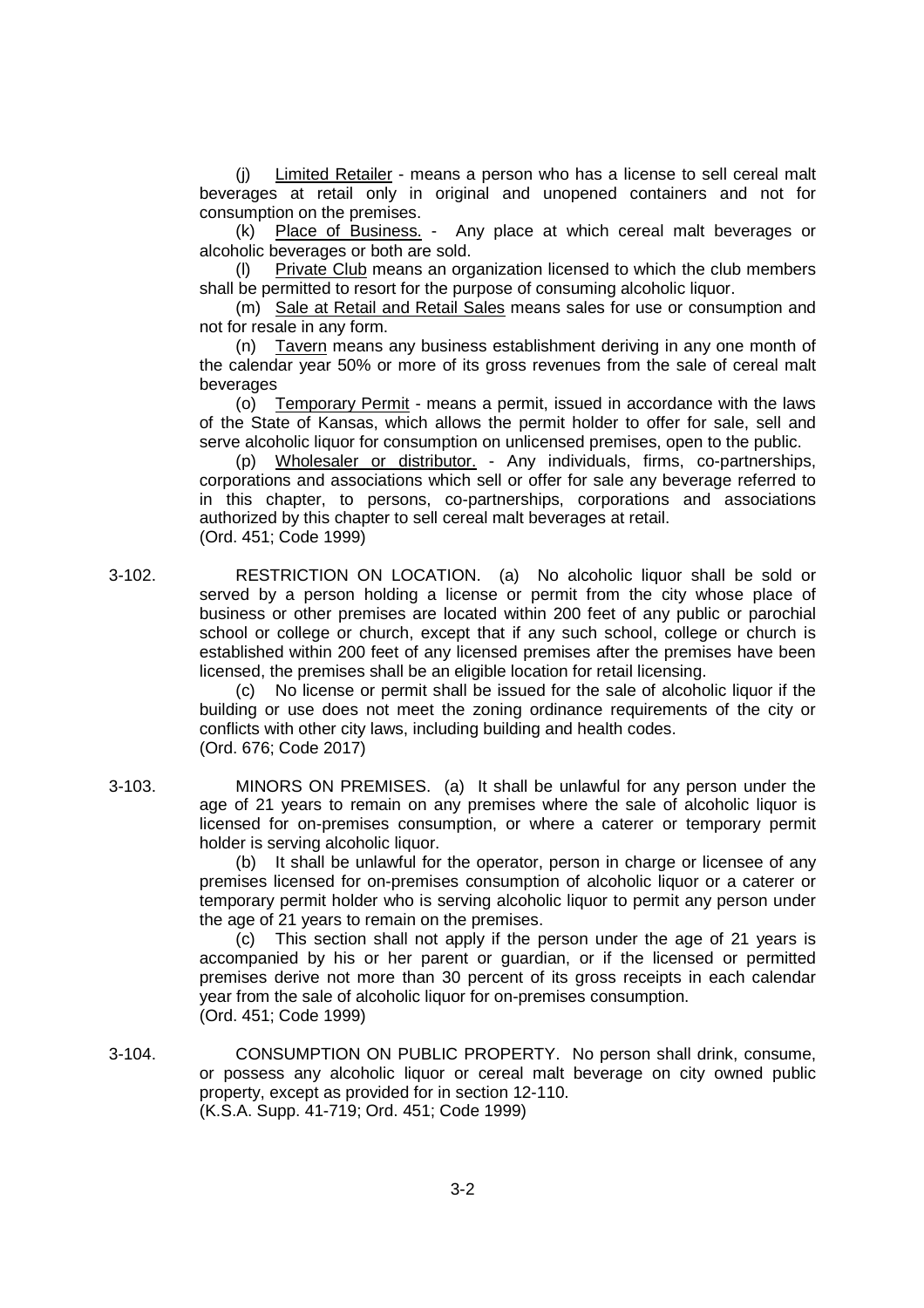(j) Limited Retailer - means a person who has a license to sell cereal malt beverages at retail only in original and unopened containers and not for consumption on the premises.

(k) Place of Business. - Any place at which cereal malt beverages or alcoholic beverages or both are sold.

(l) Private Club means an organization licensed to which the club members shall be permitted to resort for the purpose of consuming alcoholic liquor.

(m) Sale at Retail and Retail Sales means sales for use or consumption and not for resale in any form.

(n) Tavern means any business establishment deriving in any one month of the calendar year 50% or more of its gross revenues from the sale of cereal malt beverages

(o) Temporary Permit - means a permit, issued in accordance with the laws of the State of Kansas, which allows the permit holder to offer for sale, sell and serve alcoholic liquor for consumption on unlicensed premises, open to the public.

(p) Wholesaler or distributor. - Any individuals, firms, co-partnerships, corporations and associations which sell or offer for sale any beverage referred to in this chapter, to persons, co-partnerships, corporations and associations authorized by this chapter to sell cereal malt beverages at retail.
(Ord. 451; Code 1999)

3-102. RESTRICTION ON LOCATION. (a) No alcoholic liquor shall be sold or served by a person holding a license or permit from the city whose place of business or other premises are located within 200 feet of any public or parochial school or college or church, except that if any such school, college or church is established within 200 feet of any licensed premises after the premises have been licensed, the premises shall be an eligible location for retail licensing.

(c) No license or permit shall be issued for the sale of alcoholic liquor if the building or use does not meet the zoning ordinance requirements of the city or conflicts with other city laws, including building and health codes.
(Ord. 676; Code 2017)

3-103. MINORS ON PREMISES. (a) It shall be unlawful for any person under the age of 21 years to remain on any premises where the sale of alcoholic liquor is licensed for on-premises consumption, or where a caterer or temporary permit holder is serving alcoholic liquor.

(b) It shall be unlawful for the operator, person in charge or licensee of any premises licensed for on-premises consumption of alcoholic liquor or a caterer or temporary permit holder who is serving alcoholic liquor to permit any person under the age of 21 years to remain on the premises.

(c) This section shall not apply if the person under the age of 21 years is accompanied by his or her parent or guardian, or if the licensed or permitted premises derive not more than 30 percent of its gross receipts in each calendar year from the sale of alcoholic liquor for on-premises consumption.
(Ord. 451; Code 1999)

3-104. CONSUMPTION ON PUBLIC PROPERTY. No person shall drink, consume, or possess any alcoholic liquor or cereal malt beverage on city owned public property, except as provided for in section 12-110.
(K.S.A. Supp. 41-719; Ord. 451; Code 1999)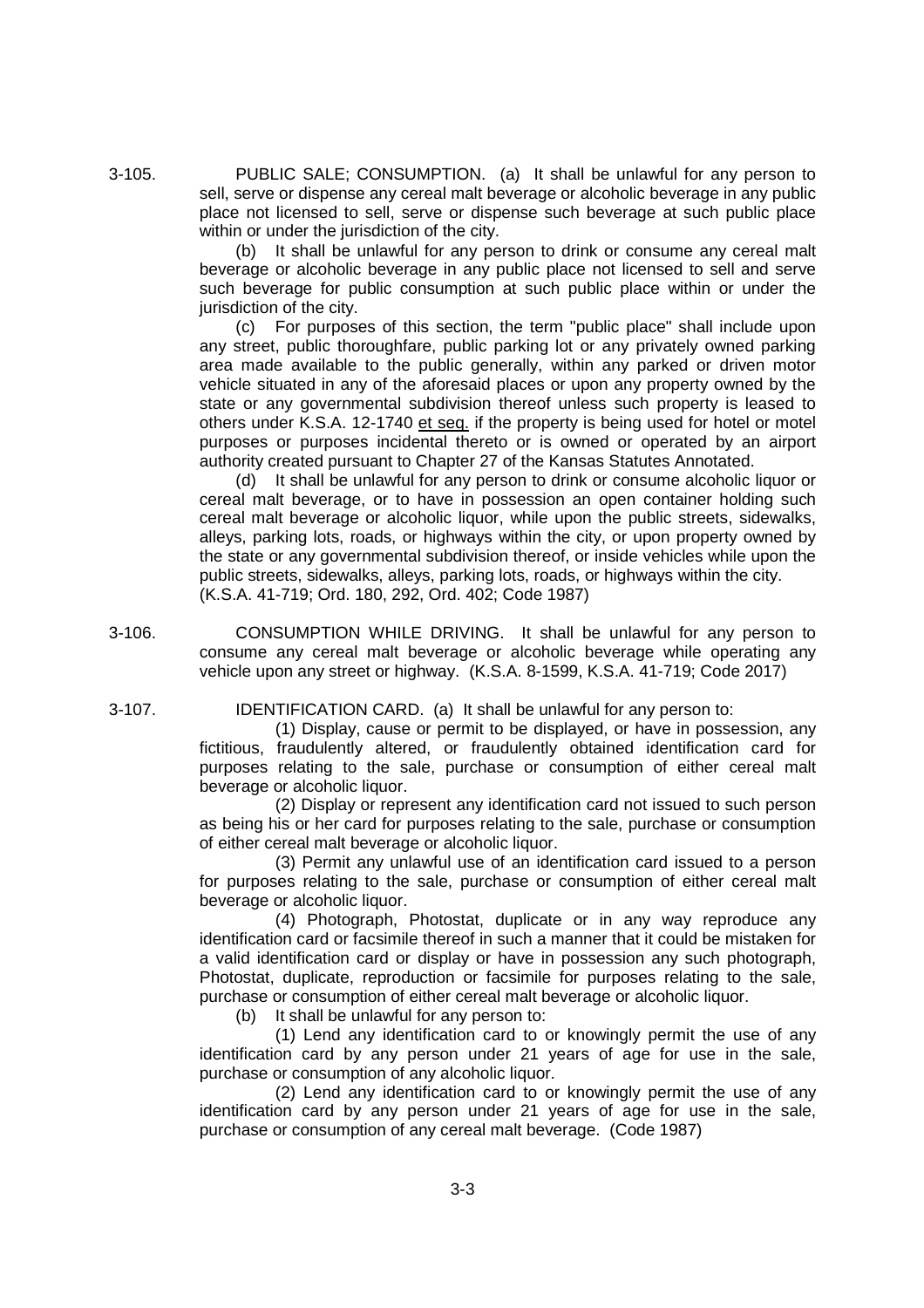3-105. PUBLIC SALE; CONSUMPTION. (a) It shall be unlawful for any person to sell, serve or dispense any cereal malt beverage or alcoholic beverage in any public place not licensed to sell, serve or dispense such beverage at such public place within or under the jurisdiction of the city.

(b) It shall be unlawful for any person to drink or consume any cereal malt beverage or alcoholic beverage in any public place not licensed to sell and serve such beverage for public consumption at such public place within or under the jurisdiction of the city.

(c) For purposes of this section, the term "public place" shall include upon any street, public thoroughfare, public parking lot or any privately owned parking area made available to the public generally, within any parked or driven motor vehicle situated in any of the aforesaid places or upon any property owned by the state or any governmental subdivision thereof unless such property is leased to others under K.S.A. 12-1740 et seq. if the property is being used for hotel or motel purposes or purposes incidental thereto or is owned or operated by an airport authority created pursuant to Chapter 27 of the Kansas Statutes Annotated.

(d) It shall be unlawful for any person to drink or consume alcoholic liquor or cereal malt beverage, or to have in possession an open container holding such cereal malt beverage or alcoholic liquor, while upon the public streets, sidewalks, alleys, parking lots, roads, or highways within the city, or upon property owned by the state or any governmental subdivision thereof, or inside vehicles while upon the public streets, sidewalks, alleys, parking lots, roads, or highways within the city.
(K.S.A. 41-719; Ord. 180, 292, Ord. 402; Code 1987)

3-106. CONSUMPTION WHILE DRIVING. It shall be unlawful for any person to consume any cereal malt beverage or alcoholic beverage while operating any vehicle upon any street or highway. (K.S.A. 8-1599, K.S.A. 41-719; Code 2017)

3-107. IDENTIFICATION CARD. (a) It shall be unlawful for any person to:

(1) Display, cause or permit to be displayed, or have in possession, any fictitious, fraudulently altered, or fraudulently obtained identification card for purposes relating to the sale, purchase or consumption of either cereal malt beverage or alcoholic liquor.

(2) Display or represent any identification card not issued to such person as being his or her card for purposes relating to the sale, purchase or consumption of either cereal malt beverage or alcoholic liquor.

(3) Permit any unlawful use of an identification card issued to a person for purposes relating to the sale, purchase or consumption of either cereal malt beverage or alcoholic liquor.

(4) Photograph, Photostat, duplicate or in any way reproduce any identification card or facsimile thereof in such a manner that it could be mistaken for a valid identification card or display or have in possession any such photograph, Photostat, duplicate, reproduction or facsimile for purposes relating to the sale, purchase or consumption of either cereal malt beverage or alcoholic liquor.

(b) It shall be unlawful for any person to:

(1) Lend any identification card to or knowingly permit the use of any identification card by any person under 21 years of age for use in the sale, purchase or consumption of any alcoholic liquor.

(2) Lend any identification card to or knowingly permit the use of any identification card by any person under 21 years of age for use in the sale, purchase or consumption of any cereal malt beverage. (Code 1987)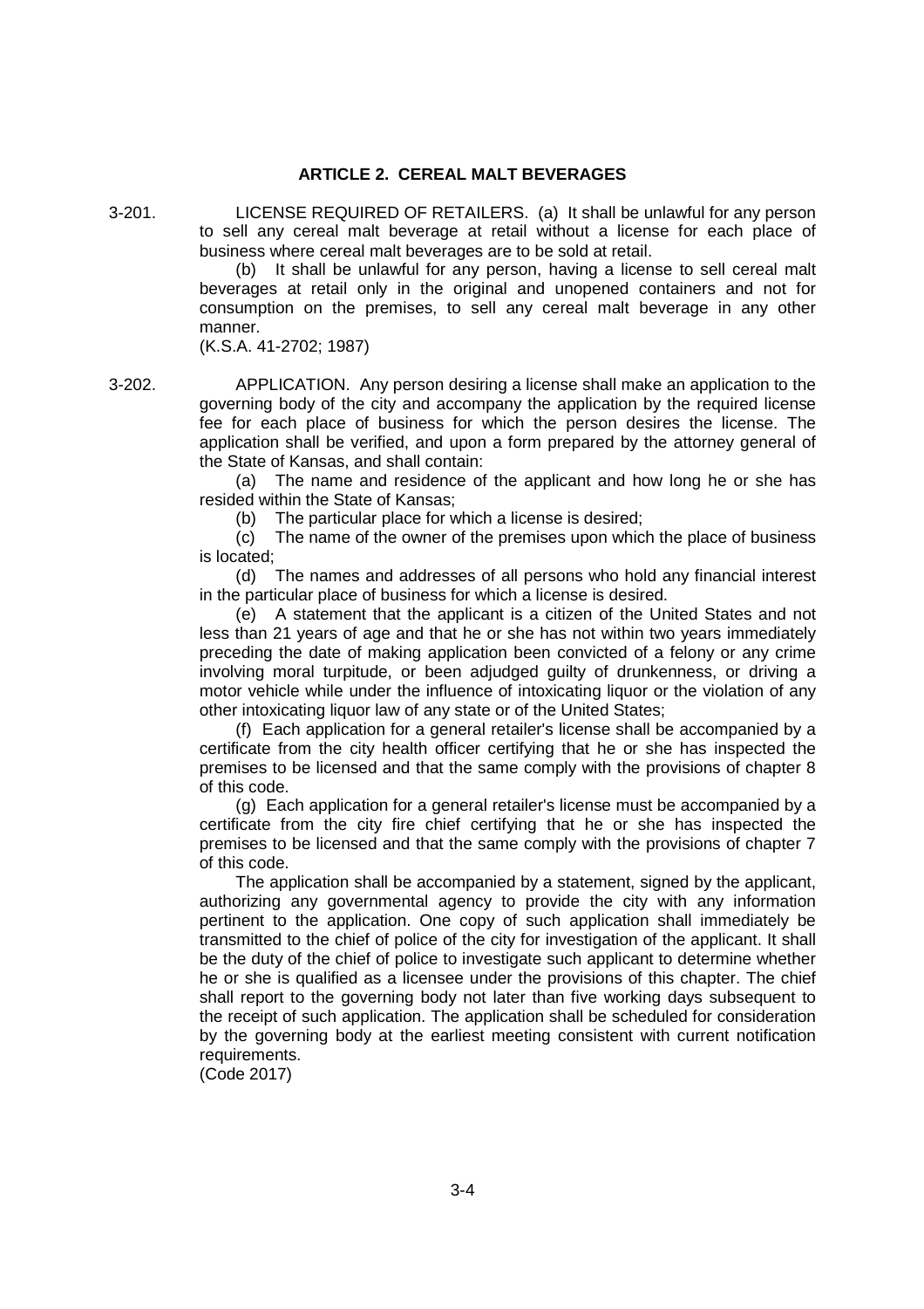## ARTICLE 2. CEREAL MALT BEVERAGES

3-201. LICENSE REQUIRED OF RETAILERS. (a) It shall be unlawful for any person to sell any cereal malt beverage at retail without a license for each place of business where cereal malt beverages are to be sold at retail.

(b) It shall be unlawful for any person, having a license to sell cereal malt beverages at retail only in the original and unopened containers and not for consumption on the premises, to sell any cereal malt beverage in any other manner.

(K.S.A. 41-2702; 1987)

3-202. APPLICATION. Any person desiring a license shall make an application to the governing body of the city and accompany the application by the required license fee for each place of business for which the person desires the license. The application shall be verified, and upon a form prepared by the attorney general of the State of Kansas, and shall contain:

(a) The name and residence of the applicant and how long he or she has resided within the State of Kansas;

(b) The particular place for which a license is desired;

(c) The name of the owner of the premises upon which the place of business is located;

(d) The names and addresses of all persons who hold any financial interest in the particular place of business for which a license is desired.

(e) A statement that the applicant is a citizen of the United States and not less than 21 years of age and that he or she has not within two years immediately preceding the date of making application been convicted of a felony or any crime involving moral turpitude, or been adjudged guilty of drunkenness, or driving a motor vehicle while under the influence of intoxicating liquor or the violation of any other intoxicating liquor law of any state or of the United States;

(f) Each application for a general retailer's license shall be accompanied by a certificate from the city health officer certifying that he or she has inspected the premises to be licensed and that the same comply with the provisions of chapter 8 of this code.

(g) Each application for a general retailer's license must be accompanied by a certificate from the city fire chief certifying that he or she has inspected the premises to be licensed and that the same comply with the provisions of chapter 7 of this code.

The application shall be accompanied by a statement, signed by the applicant, authorizing any governmental agency to provide the city with any information pertinent to the application. One copy of such application shall immediately be transmitted to the chief of police of the city for investigation of the applicant. It shall be the duty of the chief of police to investigate such applicant to determine whether he or she is qualified as a licensee under the provisions of this chapter. The chief shall report to the governing body not later than five working days subsequent to the receipt of such application. The application shall be scheduled for consideration by the governing body at the earliest meeting consistent with current notification requirements.

(Code 2017)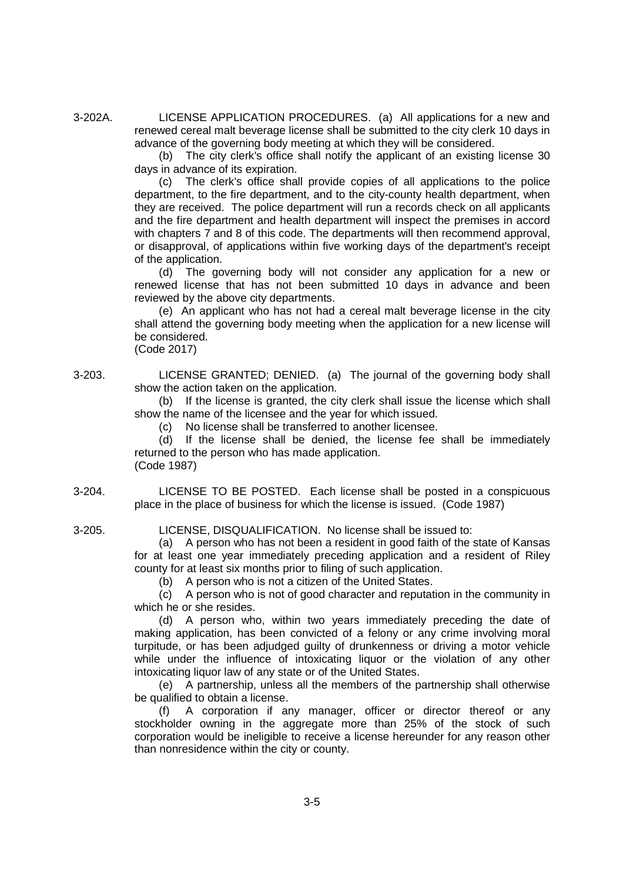3-202A. LICENSE APPLICATION PROCEDURES. (a) All applications for a new and renewed cereal malt beverage license shall be submitted to the city clerk 10 days in advance of the governing body meeting at which they will be considered.

(b) The city clerk's office shall notify the applicant of an existing license 30 days in advance of its expiration.

(c) The clerk's office shall provide copies of all applications to the police department, to the fire department, and to the city-county health department, when they are received. The police department will run a records check on all applicants and the fire department and health department will inspect the premises in accord with chapters 7 and 8 of this code. The departments will then recommend approval, or disapproval, of applications within five working days of the department's receipt of the application.

(d) The governing body will not consider any application for a new or renewed license that has not been submitted 10 days in advance and been reviewed by the above city departments.

(e) An applicant who has not had a cereal malt beverage license in the city shall attend the governing body meeting when the application for a new license will be considered.

(Code 2017)

3-203. LICENSE GRANTED; DENIED. (a) The journal of the governing body shall show the action taken on the application.

(b) If the license is granted, the city clerk shall issue the license which shall show the name of the licensee and the year for which issued.

(c) No license shall be transferred to another licensee.

(d) If the license shall be denied, the license fee shall be immediately returned to the person who has made application.

(Code 1987)

3-204. LICENSE TO BE POSTED. Each license shall be posted in a conspicuous place in the place of business for which the license is issued. (Code 1987)

3-205. LICENSE, DISQUALIFICATION. No license shall be issued to:

(a) A person who has not been a resident in good faith of the state of Kansas for at least one year immediately preceding application and a resident of Riley county for at least six months prior to filing of such application.

(b) A person who is not a citizen of the United States.

(c) A person who is not of good character and reputation in the community in which he or she resides.

(d) A person who, within two years immediately preceding the date of making application, has been convicted of a felony or any crime involving moral turpitude, or has been adjudged guilty of drunkenness or driving a motor vehicle while under the influence of intoxicating liquor or the violation of any other intoxicating liquor law of any state or of the United States.

(e) A partnership, unless all the members of the partnership shall otherwise be qualified to obtain a license.

(f) A corporation if any manager, officer or director thereof or any stockholder owning in the aggregate more than 25% of the stock of such corporation would be ineligible to receive a license hereunder for any reason other than nonresidence within the city or county.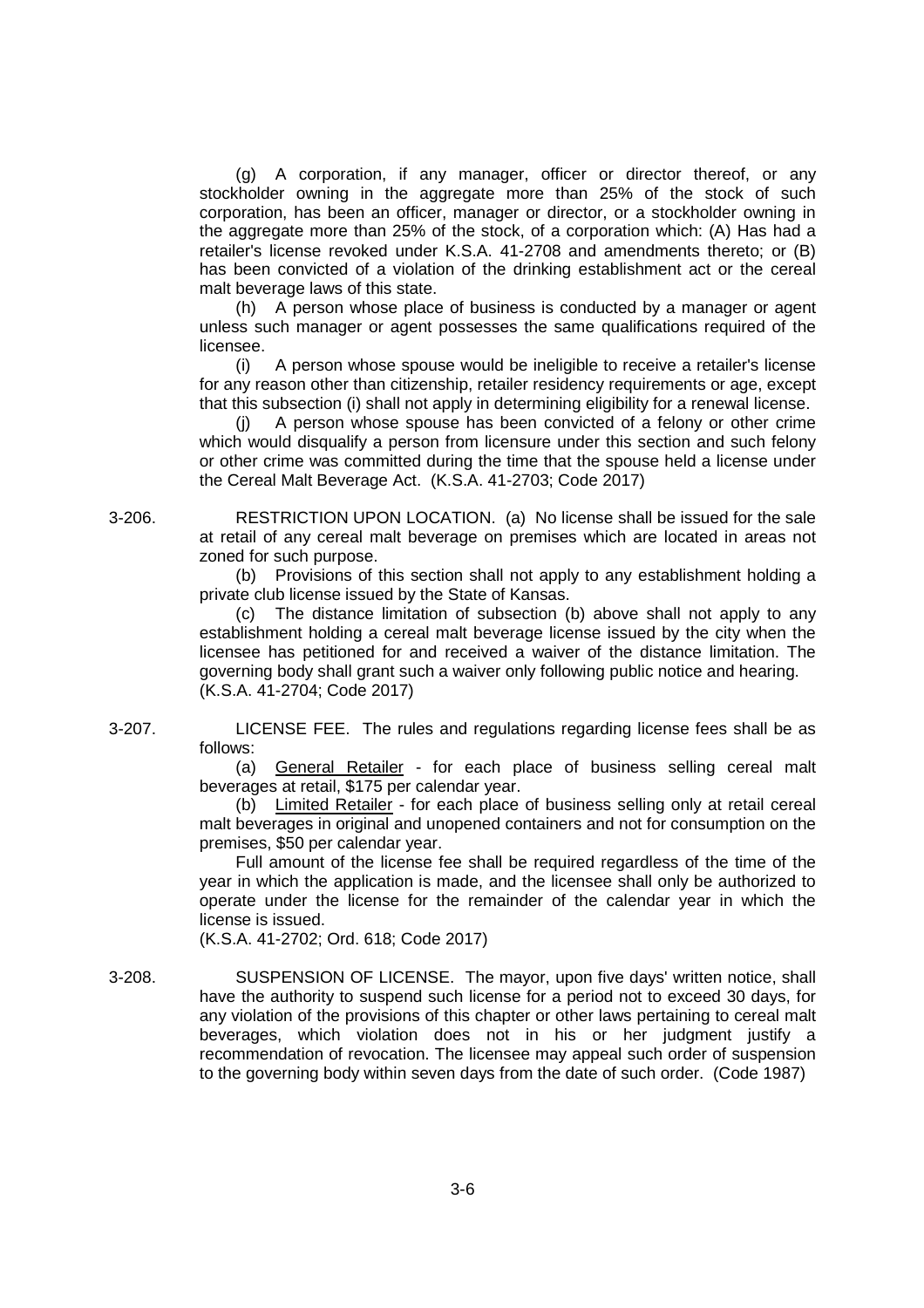(g) A corporation, if any manager, officer or director thereof, or any stockholder owning in the aggregate more than 25% of the stock of such corporation, has been an officer, manager or director, or a stockholder owning in the aggregate more than 25% of the stock, of a corporation which: (A) Has had a retailer's license revoked under K.S.A. 41-2708 and amendments thereto; or (B) has been convicted of a violation of the drinking establishment act or the cereal malt beverage laws of this state.

(h) A person whose place of business is conducted by a manager or agent unless such manager or agent possesses the same qualifications required of the licensee.

(i) A person whose spouse would be ineligible to receive a retailer's license for any reason other than citizenship, retailer residency requirements or age, except that this subsection (i) shall not apply in determining eligibility for a renewal license.

(j) A person whose spouse has been convicted of a felony or other crime which would disqualify a person from licensure under this section and such felony or other crime was committed during the time that the spouse held a license under the Cereal Malt Beverage Act. (K.S.A. 41-2703; Code 2017)

3-206. RESTRICTION UPON LOCATION. (a) No license shall be issued for the sale at retail of any cereal malt beverage on premises which are located in areas not zoned for such purpose.

(b) Provisions of this section shall not apply to any establishment holding a private club license issued by the State of Kansas.

(c) The distance limitation of subsection (b) above shall not apply to any establishment holding a cereal malt beverage license issued by the city when the licensee has petitioned for and received a waiver of the distance limitation. The governing body shall grant such a waiver only following public notice and hearing. (K.S.A. 41-2704; Code 2017)

3-207. LICENSE FEE. The rules and regulations regarding license fees shall be as follows:

(a) General Retailer - for each place of business selling cereal malt beverages at retail, $175 per calendar year.

(b) Limited Retailer - for each place of business selling only at retail cereal malt beverages in original and unopened containers and not for consumption on the premises, $50 per calendar year.

Full amount of the license fee shall be required regardless of the time of the year in which the application is made, and the licensee shall only be authorized to operate under the license for the remainder of the calendar year in which the license is issued.

(K.S.A. 41-2702; Ord. 618; Code 2017)

3-208. SUSPENSION OF LICENSE. The mayor, upon five days' written notice, shall have the authority to suspend such license for a period not to exceed 30 days, for any violation of the provisions of this chapter or other laws pertaining to cereal malt beverages, which violation does not in his or her judgment justify a recommendation of revocation. The licensee may appeal such order of suspension to the governing body within seven days from the date of such order. (Code 1987)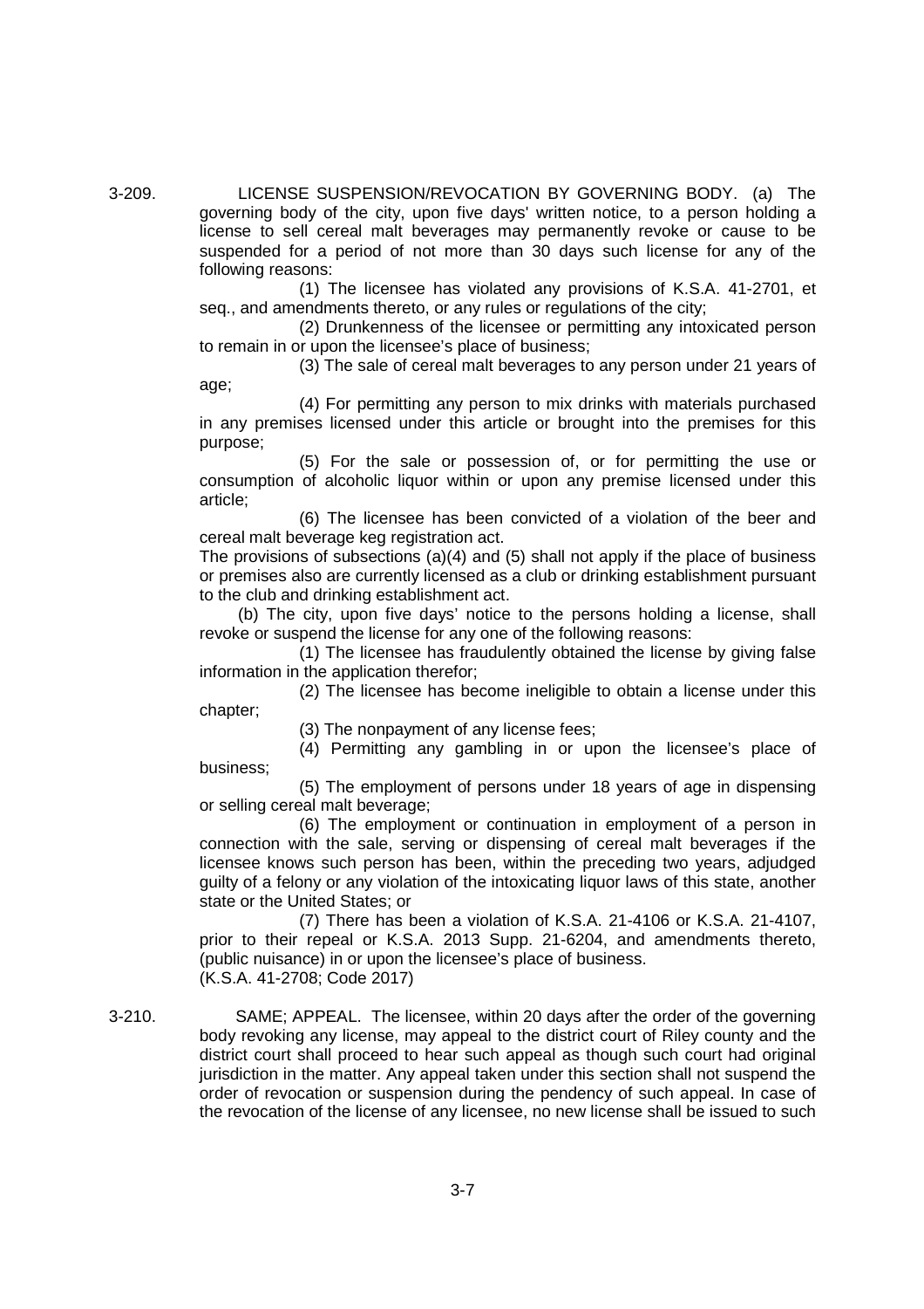3-209. LICENSE SUSPENSION/REVOCATION BY GOVERNING BODY. (a) The governing body of the city, upon five days' written notice, to a person holding a license to sell cereal malt beverages may permanently revoke or cause to be suspended for a period of not more than 30 days such license for any of the following reasons:

(1) The licensee has violated any provisions of K.S.A. 41-2701, et seq., and amendments thereto, or any rules or regulations of the city;

(2) Drunkenness of the licensee or permitting any intoxicated person to remain in or upon the licensee's place of business;

(3) The sale of cereal malt beverages to any person under 21 years of age;

(4) For permitting any person to mix drinks with materials purchased in any premises licensed under this article or brought into the premises for this purpose;

(5) For the sale or possession of, or for permitting the use or consumption of alcoholic liquor within or upon any premise licensed under this article;

(6) The licensee has been convicted of a violation of the beer and cereal malt beverage keg registration act.

The provisions of subsections (a)(4) and (5) shall not apply if the place of business or premises also are currently licensed as a club or drinking establishment pursuant to the club and drinking establishment act.

(b) The city, upon five days' notice to the persons holding a license, shall revoke or suspend the license for any one of the following reasons:

(1) The licensee has fraudulently obtained the license by giving false information in the application therefor;

(2) The licensee has become ineligible to obtain a license under this chapter;

(3) The nonpayment of any license fees;

(4) Permitting any gambling in or upon the licensee's place of business;

(5) The employment of persons under 18 years of age in dispensing or selling cereal malt beverage;

(6) The employment or continuation in employment of a person in connection with the sale, serving or dispensing of cereal malt beverages if the licensee knows such person has been, within the preceding two years, adjudged guilty of a felony or any violation of the intoxicating liquor laws of this state, another state or the United States; or

(7) There has been a violation of K.S.A. 21-4106 or K.S.A. 21-4107, prior to their repeal or K.S.A. 2013 Supp. 21-6204, and amendments thereto, (public nuisance) in or upon the licensee's place of business.

(K.S.A. 41-2708; Code 2017)

3-210. SAME; APPEAL. The licensee, within 20 days after the order of the governing body revoking any license, may appeal to the district court of Riley county and the district court shall proceed to hear such appeal as though such court had original jurisdiction in the matter. Any appeal taken under this section shall not suspend the order of revocation or suspension during the pendency of such appeal. In case of the revocation of the license of any licensee, no new license shall be issued to such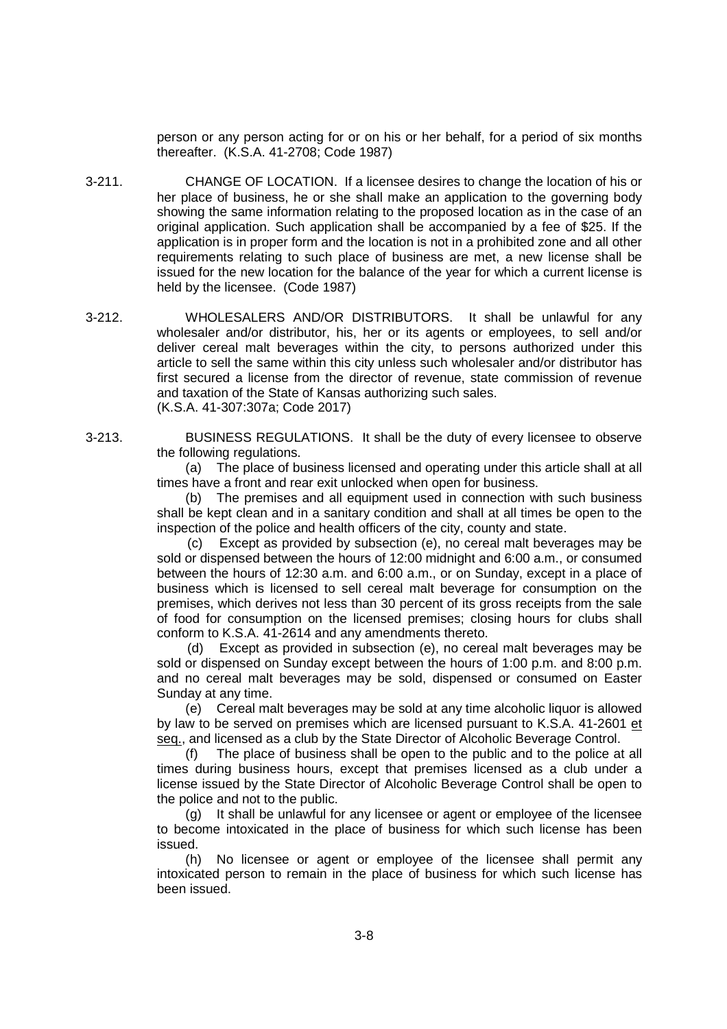person or any person acting for or on his or her behalf, for a period of six months thereafter. (K.S.A. 41-2708; Code 1987)

3-211. CHANGE OF LOCATION. If a licensee desires to change the location of his or her place of business, he or she shall make an application to the governing body showing the same information relating to the proposed location as in the case of an original application. Such application shall be accompanied by a fee of $25. If the application is in proper form and the location is not in a prohibited zone and all other requirements relating to such place of business are met, a new license shall be issued for the new location for the balance of the year for which a current license is held by the licensee. (Code 1987)

3-212. WHOLESALERS AND/OR DISTRIBUTORS. It shall be unlawful for any wholesaler and/or distributor, his, her or its agents or employees, to sell and/or deliver cereal malt beverages within the city, to persons authorized under this article to sell the same within this city unless such wholesaler and/or distributor has first secured a license from the director of revenue, state commission of revenue and taxation of the State of Kansas authorizing such sales.
(K.S.A. 41-307:307a; Code 2017)

3-213. BUSINESS REGULATIONS. It shall be the duty of every licensee to observe the following regulations.

(a) The place of business licensed and operating under this article shall at all times have a front and rear exit unlocked when open for business.

(b) The premises and all equipment used in connection with such business shall be kept clean and in a sanitary condition and shall at all times be open to the inspection of the police and health officers of the city, county and state.

(c) Except as provided by subsection (e), no cereal malt beverages may be sold or dispensed between the hours of 12:00 midnight and 6:00 a.m., or consumed between the hours of 12:30 a.m. and 6:00 a.m., or on Sunday, except in a place of business which is licensed to sell cereal malt beverage for consumption on the premises, which derives not less than 30 percent of its gross receipts from the sale of food for consumption on the licensed premises; closing hours for clubs shall conform to K.S.A. 41-2614 and any amendments thereto.

(d) Except as provided in subsection (e), no cereal malt beverages may be sold or dispensed on Sunday except between the hours of 1:00 p.m. and 8:00 p.m. and no cereal malt beverages may be sold, dispensed or consumed on Easter Sunday at any time.

(e) Cereal malt beverages may be sold at any time alcoholic liquor is allowed by law to be served on premises which are licensed pursuant to K.S.A. 41-2601 et seq., and licensed as a club by the State Director of Alcoholic Beverage Control.

(f) The place of business shall be open to the public and to the police at all times during business hours, except that premises licensed as a club under a license issued by the State Director of Alcoholic Beverage Control shall be open to the police and not to the public.

(g) It shall be unlawful for any licensee or agent or employee of the licensee to become intoxicated in the place of business for which such license has been issued.

(h) No licensee or agent or employee of the licensee shall permit any intoxicated person to remain in the place of business for which such license has been issued.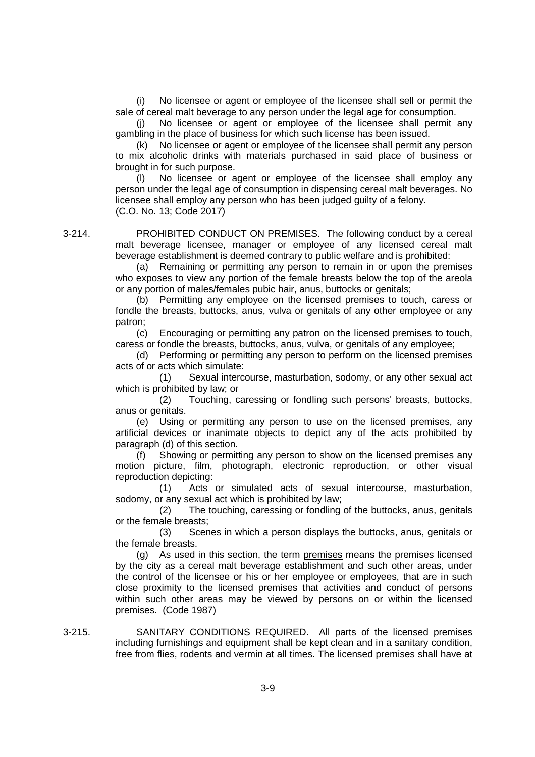(i) No licensee or agent or employee of the licensee shall sell or permit the sale of cereal malt beverage to any person under the legal age for consumption.

(j) No licensee or agent or employee of the licensee shall permit any gambling in the place of business for which such license has been issued.

(k) No licensee or agent or employee of the licensee shall permit any person to mix alcoholic drinks with materials purchased in said place of business or brought in for such purpose.

(l) No licensee or agent or employee of the licensee shall employ any person under the legal age of consumption in dispensing cereal malt beverages. No licensee shall employ any person who has been judged guilty of a felony.
(C.O. No. 13; Code 2017)

3-214. PROHIBITED CONDUCT ON PREMISES. The following conduct by a cereal malt beverage licensee, manager or employee of any licensed cereal malt beverage establishment is deemed contrary to public welfare and is prohibited:

(a) Remaining or permitting any person to remain in or upon the premises who exposes to view any portion of the female breasts below the top of the areola or any portion of males/females pubic hair, anus, buttocks or genitals;

(b) Permitting any employee on the licensed premises to touch, caress or fondle the breasts, buttocks, anus, vulva or genitals of any other employee or any patron;

(c) Encouraging or permitting any patron on the licensed premises to touch, caress or fondle the breasts, buttocks, anus, vulva, or genitals of any employee;

(d) Performing or permitting any person to perform on the licensed premises acts of or acts which simulate:

(1) Sexual intercourse, masturbation, sodomy, or any other sexual act which is prohibited by law; or

(2) Touching, caressing or fondling such persons' breasts, buttocks, anus or genitals.

(e) Using or permitting any person to use on the licensed premises, any artificial devices or inanimate objects to depict any of the acts prohibited by paragraph (d) of this section.

(f) Showing or permitting any person to show on the licensed premises any motion picture, film, photograph, electronic reproduction, or other visual reproduction depicting:

(1) Acts or simulated acts of sexual intercourse, masturbation, sodomy, or any sexual act which is prohibited by law;

(2) The touching, caressing or fondling of the buttocks, anus, genitals or the female breasts;

(3) Scenes in which a person displays the buttocks, anus, genitals or the female breasts.

(g) As used in this section, the term premises means the premises licensed by the city as a cereal malt beverage establishment and such other areas, under the control of the licensee or his or her employee or employees, that are in such close proximity to the licensed premises that activities and conduct of persons within such other areas may be viewed by persons on or within the licensed premises. (Code 1987)

3-215. SANITARY CONDITIONS REQUIRED. All parts of the licensed premises including furnishings and equipment shall be kept clean and in a sanitary condition, free from flies, rodents and vermin at all times. The licensed premises shall have at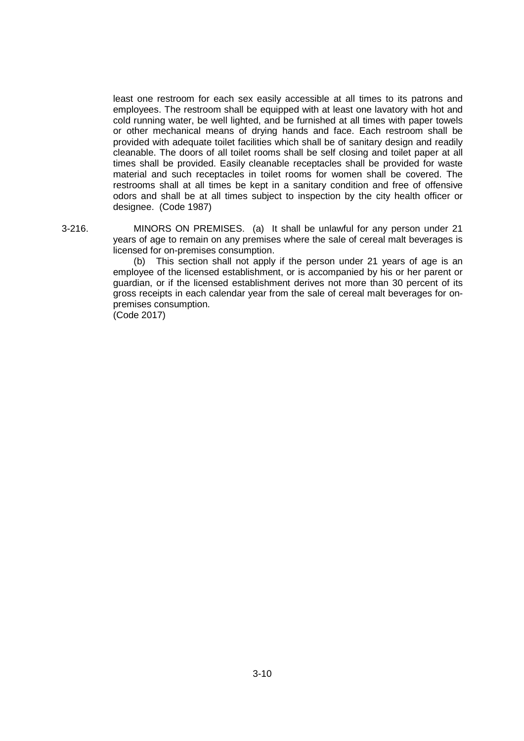least one restroom for each sex easily accessible at all times to its patrons and employees. The restroom shall be equipped with at least one lavatory with hot and cold running water, be well lighted, and be furnished at all times with paper towels or other mechanical means of drying hands and face. Each restroom shall be provided with adequate toilet facilities which shall be of sanitary design and readily cleanable. The doors of all toilet rooms shall be self closing and toilet paper at all times shall be provided. Easily cleanable receptacles shall be provided for waste material and such receptacles in toilet rooms for women shall be covered. The restrooms shall at all times be kept in a sanitary condition and free of offensive odors and shall be at all times subject to inspection by the city health officer or designee. (Code 1987)

3-216. MINORS ON PREMISES. (a) It shall be unlawful for any person under 21 years of age to remain on any premises where the sale of cereal malt beverages is licensed for on-premises consumption.

(b) This section shall not apply if the person under 21 years of age is an employee of the licensed establishment, or is accompanied by his or her parent or guardian, or if the licensed establishment derives not more than 30 percent of its gross receipts in each calendar year from the sale of cereal malt beverages for on-premises consumption.
(Code 2017)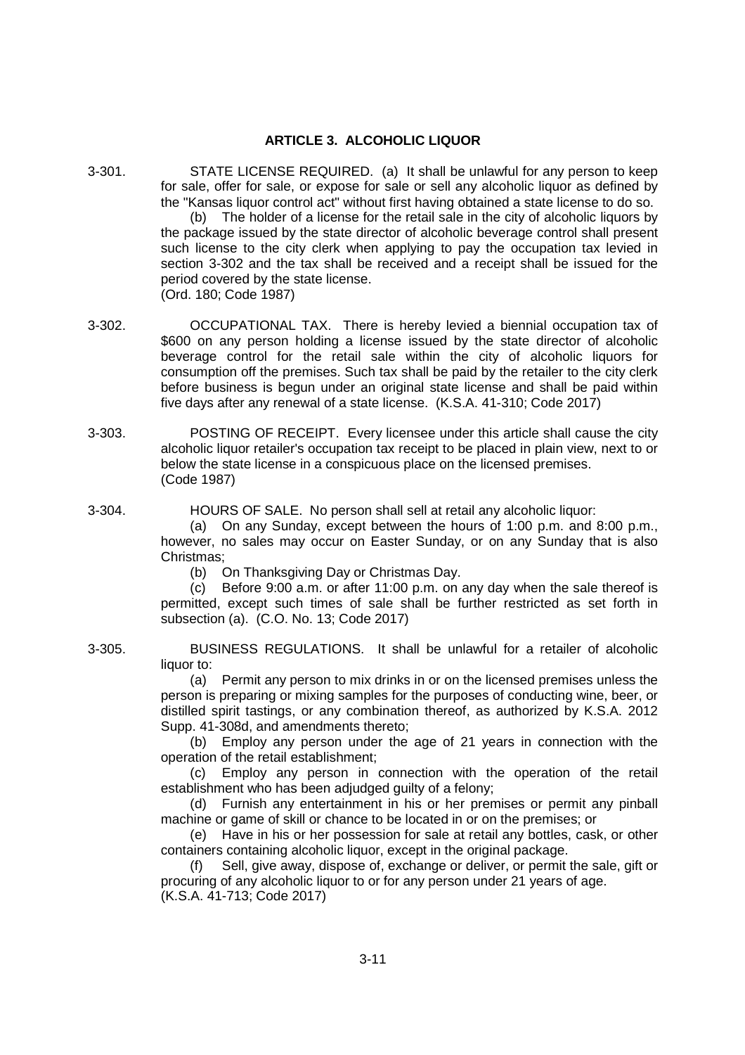## ARTICLE 3. ALCOHOLIC LIQUOR

3-301. STATE LICENSE REQUIRED. (a) It shall be unlawful for any person to keep for sale, offer for sale, or expose for sale or sell any alcoholic liquor as defined by the "Kansas liquor control act" without first having obtained a state license to do so.

(b) The holder of a license for the retail sale in the city of alcoholic liquors by the package issued by the state director of alcoholic beverage control shall present such license to the city clerk when applying to pay the occupation tax levied in section 3-302 and the tax shall be received and a receipt shall be issued for the period covered by the state license.
(Ord. 180; Code 1987)

3-302. OCCUPATIONAL TAX. There is hereby levied a biennial occupation tax of $600 on any person holding a license issued by the state director of alcoholic beverage control for the retail sale within the city of alcoholic liquors for consumption off the premises. Such tax shall be paid by the retailer to the city clerk before business is begun under an original state license and shall be paid within five days after any renewal of a state license. (K.S.A. 41-310; Code 2017)

3-303. POSTING OF RECEIPT. Every licensee under this article shall cause the city alcoholic liquor retailer's occupation tax receipt to be placed in plain view, next to or below the state license in a conspicuous place on the licensed premises.
(Code 1987)

3-304. HOURS OF SALE. No person shall sell at retail any alcoholic liquor:

(a) On any Sunday, except between the hours of 1:00 p.m. and 8:00 p.m., however, no sales may occur on Easter Sunday, or on any Sunday that is also Christmas;

(b) On Thanksgiving Day or Christmas Day.

(c) Before 9:00 a.m. or after 11:00 p.m. on any day when the sale thereof is permitted, except such times of sale shall be further restricted as set forth in subsection (a). (C.O. No. 13; Code 2017)

3-305. BUSINESS REGULATIONS. It shall be unlawful for a retailer of alcoholic liquor to:

(a) Permit any person to mix drinks in or on the licensed premises unless the person is preparing or mixing samples for the purposes of conducting wine, beer, or distilled spirit tastings, or any combination thereof, as authorized by K.S.A. 2012 Supp. 41-308d, and amendments thereto;

(b) Employ any person under the age of 21 years in connection with the operation of the retail establishment;

(c) Employ any person in connection with the operation of the retail establishment who has been adjudged guilty of a felony;

(d) Furnish any entertainment in his or her premises or permit any pinball machine or game of skill or chance to be located in or on the premises; or

(e) Have in his or her possession for sale at retail any bottles, cask, or other containers containing alcoholic liquor, except in the original package.

(f) Sell, give away, dispose of, exchange or deliver, or permit the sale, gift or procuring of any alcoholic liquor to or for any person under 21 years of age.
(K.S.A. 41-713; Code 2017)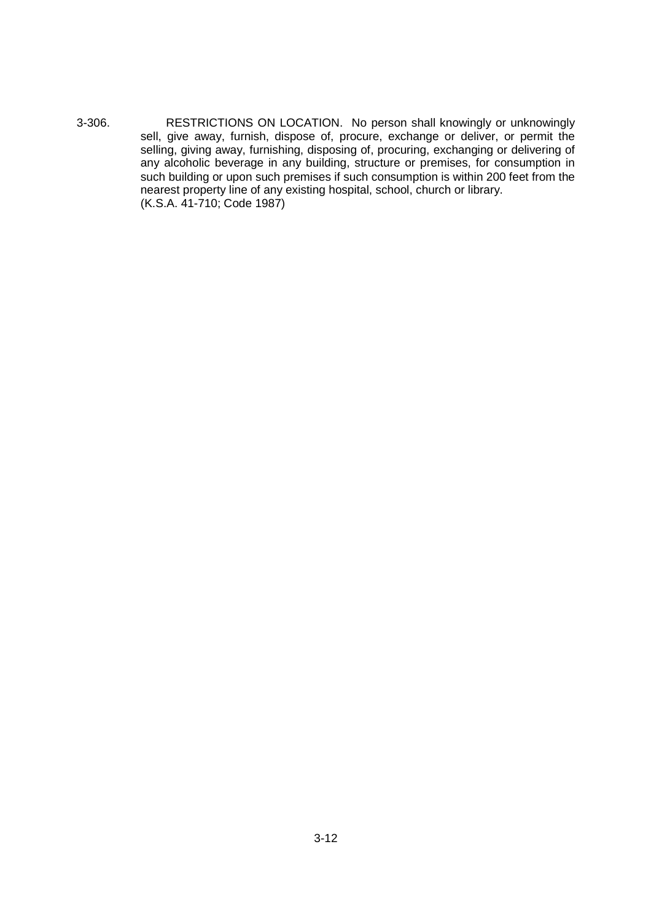3-306. RESTRICTIONS ON LOCATION. No person shall knowingly or unknowingly sell, give away, furnish, dispose of, procure, exchange or deliver, or permit the selling, giving away, furnishing, disposing of, procuring, exchanging or delivering of any alcoholic beverage in any building, structure or premises, for consumption in such building or upon such premises if such consumption is within 200 feet from the nearest property line of any existing hospital, school, church or library.
(K.S.A. 41-710; Code 1987)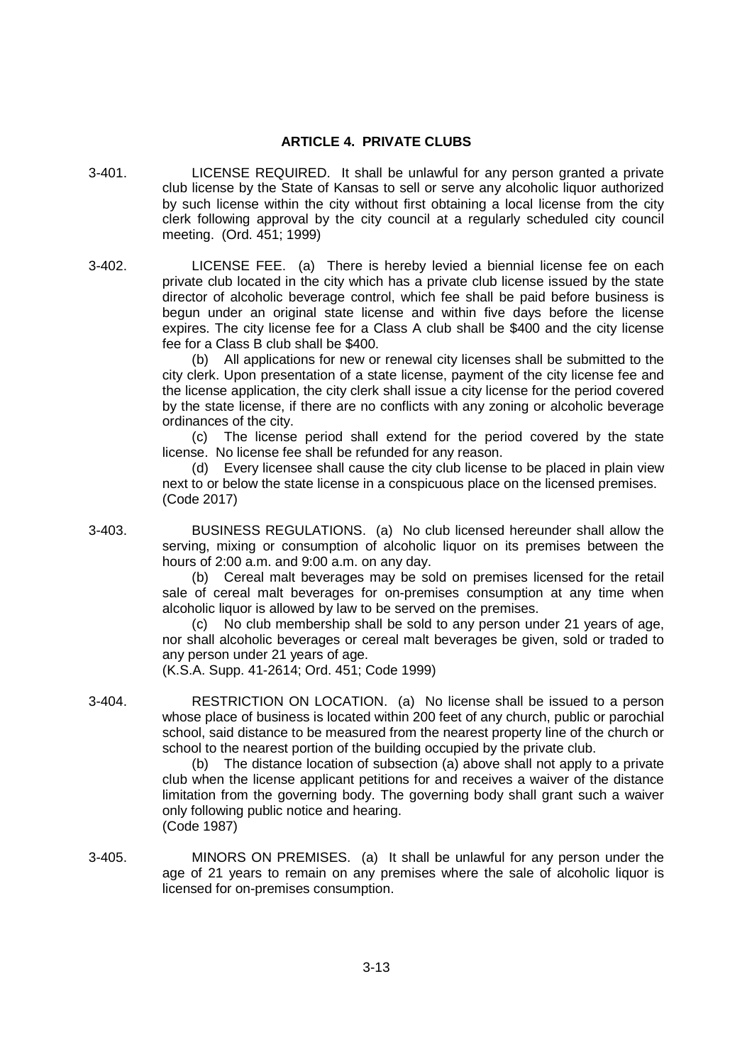## ARTICLE 4. PRIVATE CLUBS

3-401. LICENSE REQUIRED. It shall be unlawful for any person granted a private club license by the State of Kansas to sell or serve any alcoholic liquor authorized by such license within the city without first obtaining a local license from the city clerk following approval by the city council at a regularly scheduled city council meeting. (Ord. 451; 1999)

3-402. LICENSE FEE. (a) There is hereby levied a biennial license fee on each private club located in the city which has a private club license issued by the state director of alcoholic beverage control, which fee shall be paid before business is begun under an original state license and within five days before the license expires. The city license fee for a Class A club shall be $400 and the city license fee for a Class B club shall be $400.

(b) All applications for new or renewal city licenses shall be submitted to the city clerk. Upon presentation of a state license, payment of the city license fee and the license application, the city clerk shall issue a city license for the period covered by the state license, if there are no conflicts with any zoning or alcoholic beverage ordinances of the city.

(c) The license period shall extend for the period covered by the state license. No license fee shall be refunded for any reason.

(d) Every licensee shall cause the city club license to be placed in plain view next to or below the state license in a conspicuous place on the licensed premises. (Code 2017)

3-403. BUSINESS REGULATIONS. (a) No club licensed hereunder shall allow the serving, mixing or consumption of alcoholic liquor on its premises between the hours of 2:00 a.m. and 9:00 a.m. on any day.

(b) Cereal malt beverages may be sold on premises licensed for the retail sale of cereal malt beverages for on-premises consumption at any time when alcoholic liquor is allowed by law to be served on the premises.

(c) No club membership shall be sold to any person under 21 years of age, nor shall alcoholic beverages or cereal malt beverages be given, sold or traded to any person under 21 years of age.
(K.S.A. Supp. 41-2614; Ord. 451; Code 1999)

3-404. RESTRICTION ON LOCATION. (a) No license shall be issued to a person whose place of business is located within 200 feet of any church, public or parochial school, said distance to be measured from the nearest property line of the church or school to the nearest portion of the building occupied by the private club.

(b) The distance location of subsection (a) above shall not apply to a private club when the license applicant petitions for and receives a waiver of the distance limitation from the governing body. The governing body shall grant such a waiver only following public notice and hearing.
(Code 1987)

3-405. MINORS ON PREMISES. (a) It shall be unlawful for any person under the age of 21 years to remain on any premises where the sale of alcoholic liquor is licensed for on-premises consumption.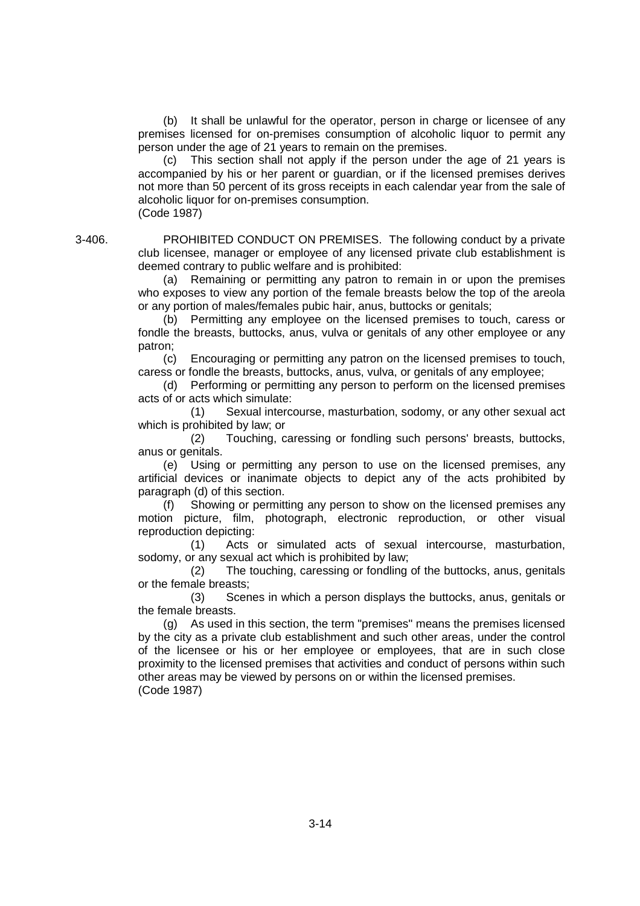(b) It shall be unlawful for the operator, person in charge or licensee of any premises licensed for on-premises consumption of alcoholic liquor to permit any person under the age of 21 years to remain on the premises.

(c) This section shall not apply if the person under the age of 21 years is accompanied by his or her parent or guardian, or if the licensed premises derives not more than 50 percent of its gross receipts in each calendar year from the sale of alcoholic liquor for on-premises consumption.
(Code 1987)

3-406. PROHIBITED CONDUCT ON PREMISES. The following conduct by a private club licensee, manager or employee of any licensed private club establishment is deemed contrary to public welfare and is prohibited:

(a) Remaining or permitting any patron to remain in or upon the premises who exposes to view any portion of the female breasts below the top of the areola or any portion of males/females pubic hair, anus, buttocks or genitals;

(b) Permitting any employee on the licensed premises to touch, caress or fondle the breasts, buttocks, anus, vulva or genitals of any other employee or any patron;

(c) Encouraging or permitting any patron on the licensed premises to touch, caress or fondle the breasts, buttocks, anus, vulva, or genitals of any employee;

(d) Performing or permitting any person to perform on the licensed premises acts of or acts which simulate:

(1) Sexual intercourse, masturbation, sodomy, or any other sexual act which is prohibited by law; or

(2) Touching, caressing or fondling such persons' breasts, buttocks, anus or genitals.

(e) Using or permitting any person to use on the licensed premises, any artificial devices or inanimate objects to depict any of the acts prohibited by paragraph (d) of this section.

(f) Showing or permitting any person to show on the licensed premises any motion picture, film, photograph, electronic reproduction, or other visual reproduction depicting:

(1) Acts or simulated acts of sexual intercourse, masturbation, sodomy, or any sexual act which is prohibited by law;

(2) The touching, caressing or fondling of the buttocks, anus, genitals or the female breasts;

(3) Scenes in which a person displays the buttocks, anus, genitals or the female breasts.

(g) As used in this section, the term "premises" means the premises licensed by the city as a private club establishment and such other areas, under the control of the licensee or his or her employee or employees, that are in such close proximity to the licensed premises that activities and conduct of persons within such other areas may be viewed by persons on or within the licensed premises.
(Code 1987)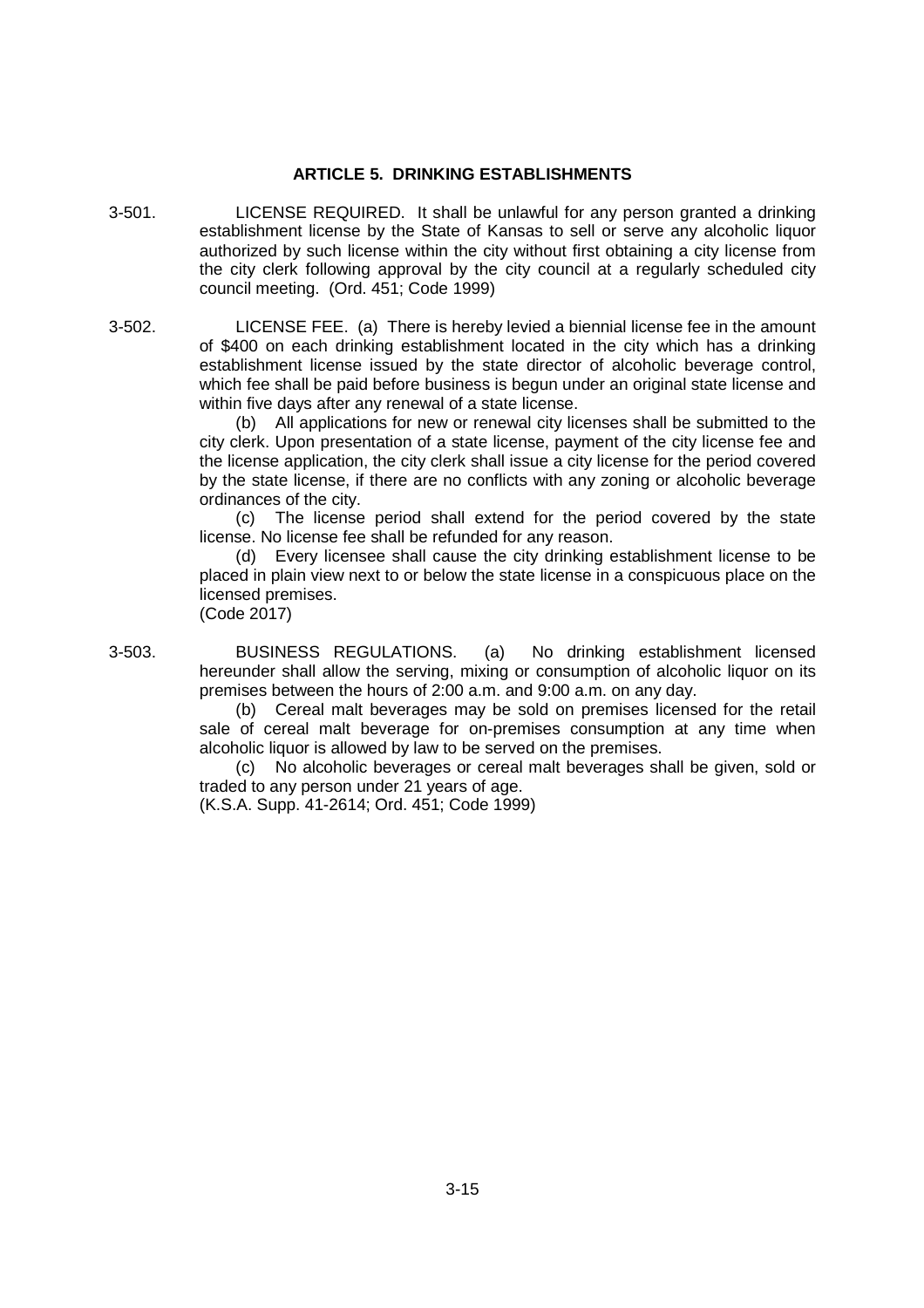## ARTICLE 5. DRINKING ESTABLISHMENTS

3-501. LICENSE REQUIRED. It shall be unlawful for any person granted a drinking establishment license by the State of Kansas to sell or serve any alcoholic liquor authorized by such license within the city without first obtaining a city license from the city clerk following approval by the city council at a regularly scheduled city council meeting. (Ord. 451; Code 1999)

3-502. LICENSE FEE. (a) There is hereby levied a biennial license fee in the amount of $400 on each drinking establishment located in the city which has a drinking establishment license issued by the state director of alcoholic beverage control, which fee shall be paid before business is begun under an original state license and within five days after any renewal of a state license.

(b) All applications for new or renewal city licenses shall be submitted to the city clerk. Upon presentation of a state license, payment of the city license fee and the license application, the city clerk shall issue a city license for the period covered by the state license, if there are no conflicts with any zoning or alcoholic beverage ordinances of the city.

(c) The license period shall extend for the period covered by the state license. No license fee shall be refunded for any reason.

(d) Every licensee shall cause the city drinking establishment license to be placed in plain view next to or below the state license in a conspicuous place on the licensed premises.

(Code 2017)

3-503. BUSINESS REGULATIONS. (a) No drinking establishment licensed hereunder shall allow the serving, mixing or consumption of alcoholic liquor on its premises between the hours of 2:00 a.m. and 9:00 a.m. on any day.

(b) Cereal malt beverages may be sold on premises licensed for the retail sale of cereal malt beverage for on-premises consumption at any time when alcoholic liquor is allowed by law to be served on the premises.

(c) No alcoholic beverages or cereal malt beverages shall be given, sold or traded to any person under 21 years of age.

(K.S.A. Supp. 41-2614; Ord. 451; Code 1999)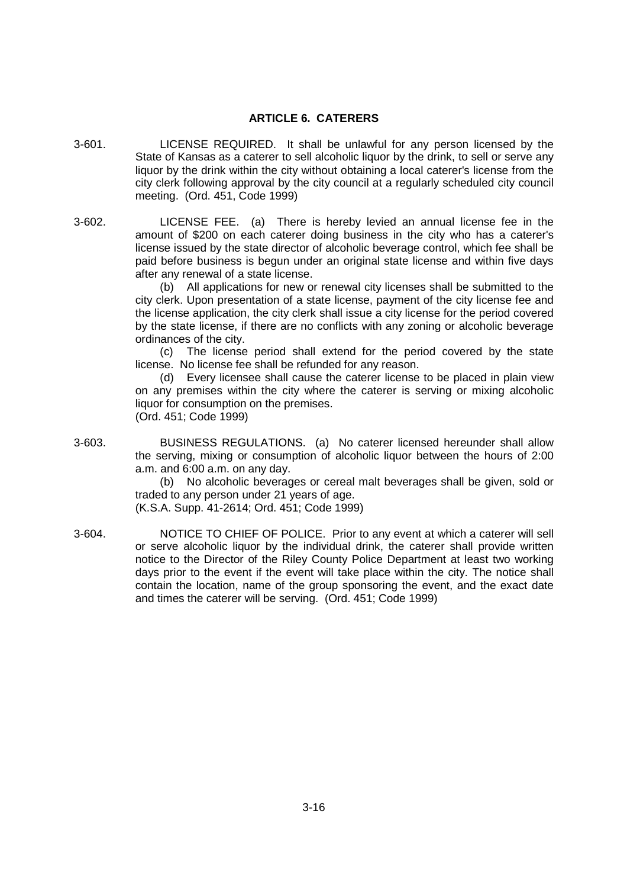## ARTICLE 6. CATERERS

3-601. LICENSE REQUIRED. It shall be unlawful for any person licensed by the State of Kansas as a caterer to sell alcoholic liquor by the drink, to sell or serve any liquor by the drink within the city without obtaining a local caterer's license from the city clerk following approval by the city council at a regularly scheduled city council meeting. (Ord. 451, Code 1999)

3-602. LICENSE FEE. (a) There is hereby levied an annual license fee in the amount of $200 on each caterer doing business in the city who has a caterer's license issued by the state director of alcoholic beverage control, which fee shall be paid before business is begun under an original state license and within five days after any renewal of a state license.

(b) All applications for new or renewal city licenses shall be submitted to the city clerk. Upon presentation of a state license, payment of the city license fee and the license application, the city clerk shall issue a city license for the period covered by the state license, if there are no conflicts with any zoning or alcoholic beverage ordinances of the city.

(c) The license period shall extend for the period covered by the state license. No license fee shall be refunded for any reason.

(d) Every licensee shall cause the caterer license to be placed in plain view on any premises within the city where the caterer is serving or mixing alcoholic liquor for consumption on the premises.

(Ord. 451; Code 1999)

3-603. BUSINESS REGULATIONS. (a) No caterer licensed hereunder shall allow the serving, mixing or consumption of alcoholic liquor between the hours of 2:00 a.m. and 6:00 a.m. on any day.

(b) No alcoholic beverages or cereal malt beverages shall be given, sold or traded to any person under 21 years of age.

(K.S.A. Supp. 41-2614; Ord. 451; Code 1999)

3-604. NOTICE TO CHIEF OF POLICE. Prior to any event at which a caterer will sell or serve alcoholic liquor by the individual drink, the caterer shall provide written notice to the Director of the Riley County Police Department at least two working days prior to the event if the event will take place within the city. The notice shall contain the location, name of the group sponsoring the event, and the exact date and times the caterer will be serving. (Ord. 451; Code 1999)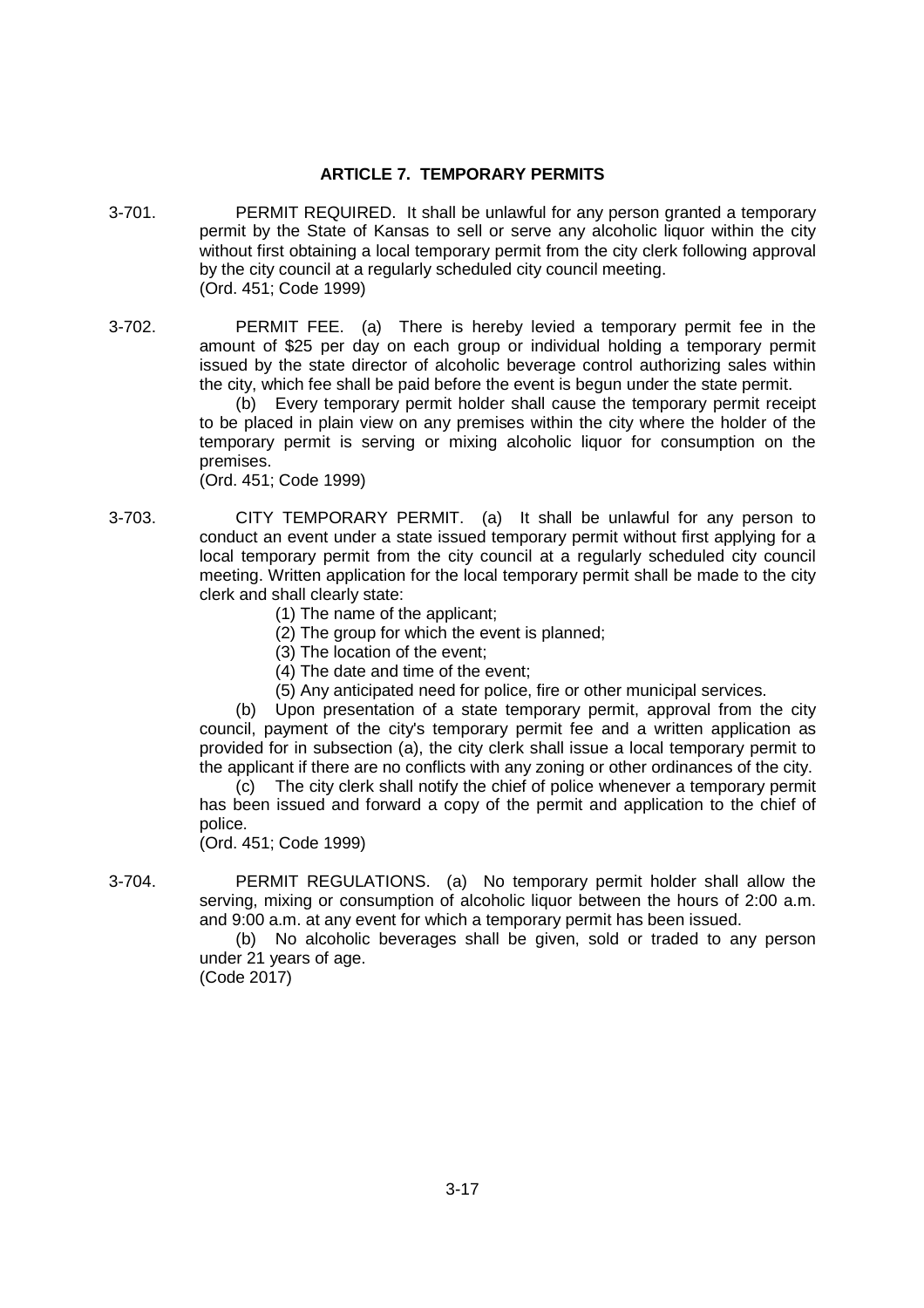## ARTICLE 7. TEMPORARY PERMITS

3-701. PERMIT REQUIRED. It shall be unlawful for any person granted a temporary permit by the State of Kansas to sell or serve any alcoholic liquor within the city without first obtaining a local temporary permit from the city clerk following approval by the city council at a regularly scheduled city council meeting.
(Ord. 451; Code 1999)

3-702. PERMIT FEE. (a) There is hereby levied a temporary permit fee in the amount of $25 per day on each group or individual holding a temporary permit issued by the state director of alcoholic beverage control authorizing sales within the city, which fee shall be paid before the event is begun under the state permit.

(b) Every temporary permit holder shall cause the temporary permit receipt to be placed in plain view on any premises within the city where the holder of the temporary permit is serving or mixing alcoholic liquor for consumption on the premises.
(Ord. 451; Code 1999)

3-703. CITY TEMPORARY PERMIT. (a) It shall be unlawful for any person to conduct an event under a state issued temporary permit without first applying for a local temporary permit from the city council at a regularly scheduled city council meeting. Written application for the local temporary permit shall be made to the city clerk and shall clearly state:

(1) The name of the applicant;
(2) The group for which the event is planned;
(3) The location of the event;
(4) The date and time of the event;
(5) Any anticipated need for police, fire or other municipal services.

(b) Upon presentation of a state temporary permit, approval from the city council, payment of the city's temporary permit fee and a written application as provided for in subsection (a), the city clerk shall issue a local temporary permit to the applicant if there are no conflicts with any zoning or other ordinances of the city.

(c) The city clerk shall notify the chief of police whenever a temporary permit has been issued and forward a copy of the permit and application to the chief of police.
(Ord. 451; Code 1999)

3-704. PERMIT REGULATIONS. (a) No temporary permit holder shall allow the serving, mixing or consumption of alcoholic liquor between the hours of 2:00 a.m. and 9:00 a.m. at any event for which a temporary permit has been issued.

(b) No alcoholic beverages shall be given, sold or traded to any person under 21 years of age.
(Code 2017)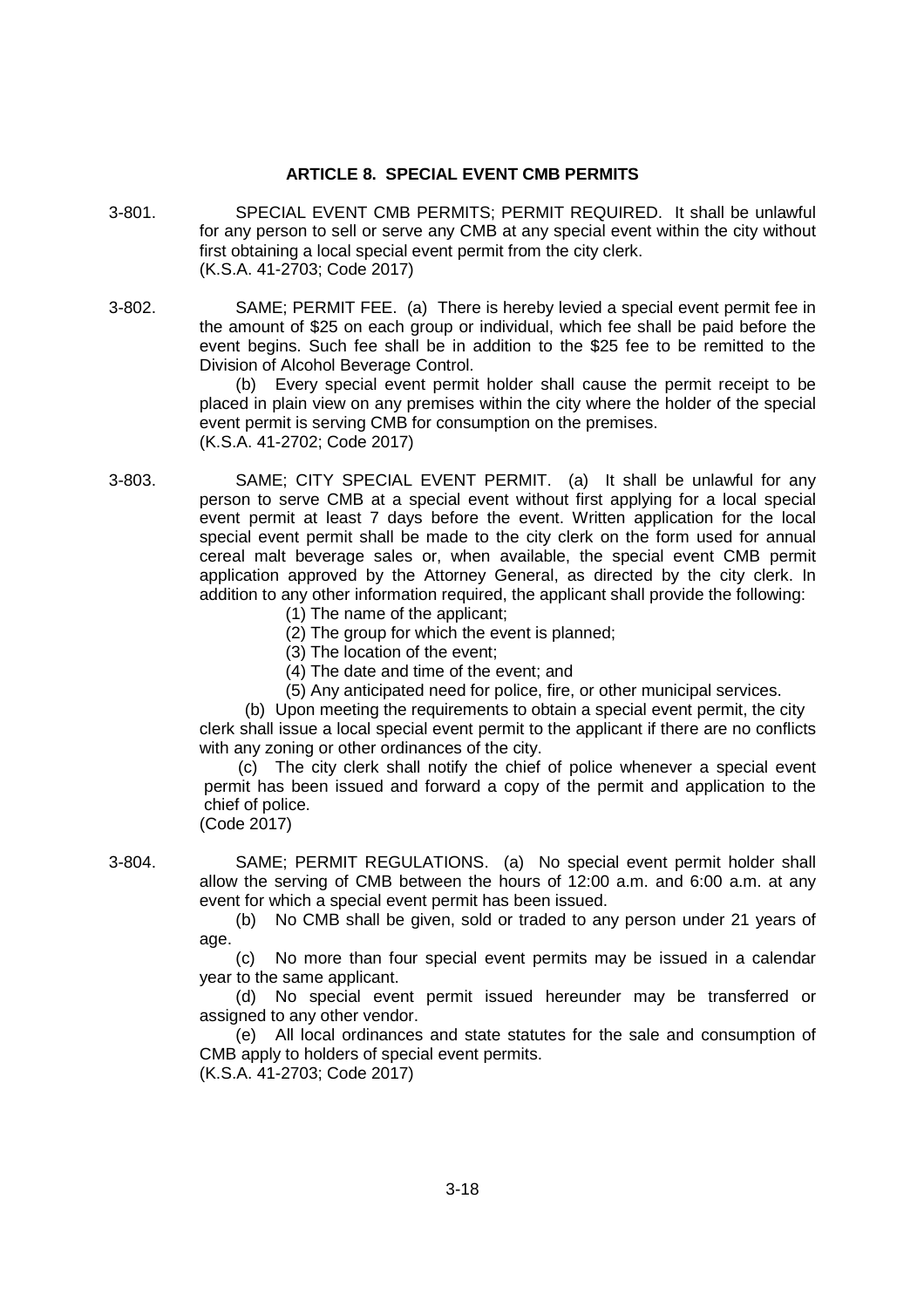## ARTICLE 8. SPECIAL EVENT CMB PERMITS

3-801. SPECIAL EVENT CMB PERMITS; PERMIT REQUIRED. It shall be unlawful for any person to sell or serve any CMB at any special event within the city without first obtaining a local special event permit from the city clerk.
(K.S.A. 41-2703; Code 2017)

3-802. SAME; PERMIT FEE. (a) There is hereby levied a special event permit fee in the amount of $25 on each group or individual, which fee shall be paid before the event begins. Such fee shall be in addition to the $25 fee to be remitted to the Division of Alcohol Beverage Control.

(b) Every special event permit holder shall cause the permit receipt to be placed in plain view on any premises within the city where the holder of the special event permit is serving CMB for consumption on the premises.
(K.S.A. 41-2702; Code 2017)

3-803. SAME; CITY SPECIAL EVENT PERMIT. (a) It shall be unlawful for any person to serve CMB at a special event without first applying for a local special event permit at least 7 days before the event. Written application for the local special event permit shall be made to the city clerk on the form used for annual cereal malt beverage sales or, when available, the special event CMB permit application approved by the Attorney General, as directed by the city clerk. In addition to any other information required, the applicant shall provide the following:

(1) The name of the applicant;
(2) The group for which the event is planned;
(3) The location of the event;
(4) The date and time of the event; and
(5) Any anticipated need for police, fire, or other municipal services.

(b) Upon meeting the requirements to obtain a special event permit, the city clerk shall issue a local special event permit to the applicant if there are no conflicts with any zoning or other ordinances of the city.

(c) The city clerk shall notify the chief of police whenever a special event permit has been issued and forward a copy of the permit and application to the chief of police.
(Code 2017)

3-804. SAME; PERMIT REGULATIONS. (a) No special event permit holder shall allow the serving of CMB between the hours of 12:00 a.m. and 6:00 a.m. at any event for which a special event permit has been issued.

(b) No CMB shall be given, sold or traded to any person under 21 years of age.

(c) No more than four special event permits may be issued in a calendar year to the same applicant.

(d) No special event permit issued hereunder may be transferred or assigned to any other vendor.

(e) All local ordinances and state statutes for the sale and consumption of CMB apply to holders of special event permits.
(K.S.A. 41-2703; Code 2017)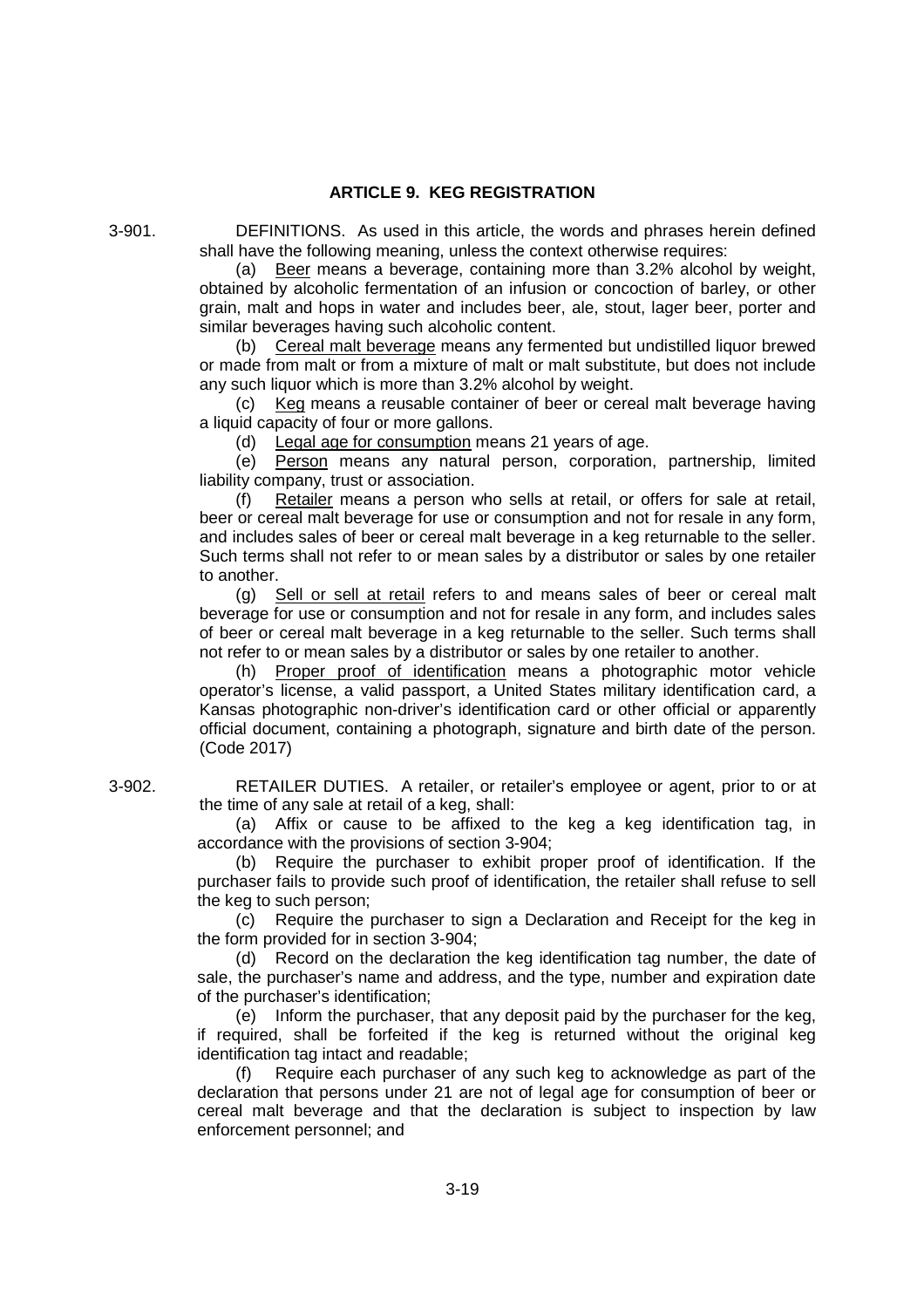## ARTICLE 9. KEG REGISTRATION

3-901. DEFINITIONS. As used in this article, the words and phrases herein defined shall have the following meaning, unless the context otherwise requires:

(a) Beer means a beverage, containing more than 3.2% alcohol by weight, obtained by alcoholic fermentation of an infusion or concoction of barley, or other grain, malt and hops in water and includes beer, ale, stout, lager beer, porter and similar beverages having such alcoholic content.

(b) Cereal malt beverage means any fermented but undistilled liquor brewed or made from malt or from a mixture of malt or malt substitute, but does not include any such liquor which is more than 3.2% alcohol by weight.

(c) Keg means a reusable container of beer or cereal malt beverage having a liquid capacity of four or more gallons.

(d) Legal age for consumption means 21 years of age.

(e) Person means any natural person, corporation, partnership, limited liability company, trust or association.

(f) Retailer means a person who sells at retail, or offers for sale at retail, beer or cereal malt beverage for use or consumption and not for resale in any form, and includes sales of beer or cereal malt beverage in a keg returnable to the seller. Such terms shall not refer to or mean sales by a distributor or sales by one retailer to another.

(g) Sell or sell at retail refers to and means sales of beer or cereal malt beverage for use or consumption and not for resale in any form, and includes sales of beer or cereal malt beverage in a keg returnable to the seller. Such terms shall not refer to or mean sales by a distributor or sales by one retailer to another.

(h) Proper proof of identification means a photographic motor vehicle operator's license, a valid passport, a United States military identification card, a Kansas photographic non-driver's identification card or other official or apparently official document, containing a photograph, signature and birth date of the person. (Code 2017)

3-902. RETAILER DUTIES. A retailer, or retailer's employee or agent, prior to or at the time of any sale at retail of a keg, shall:

(a) Affix or cause to be affixed to the keg a keg identification tag, in accordance with the provisions of section 3-904;

(b) Require the purchaser to exhibit proper proof of identification. If the purchaser fails to provide such proof of identification, the retailer shall refuse to sell the keg to such person;

(c) Require the purchaser to sign a Declaration and Receipt for the keg in the form provided for in section 3-904;

(d) Record on the declaration the keg identification tag number, the date of sale, the purchaser's name and address, and the type, number and expiration date of the purchaser's identification;

(e) Inform the purchaser, that any deposit paid by the purchaser for the keg, if required, shall be forfeited if the keg is returned without the original keg identification tag intact and readable;

(f) Require each purchaser of any such keg to acknowledge as part of the declaration that persons under 21 are not of legal age for consumption of beer or cereal malt beverage and that the declaration is subject to inspection by law enforcement personnel; and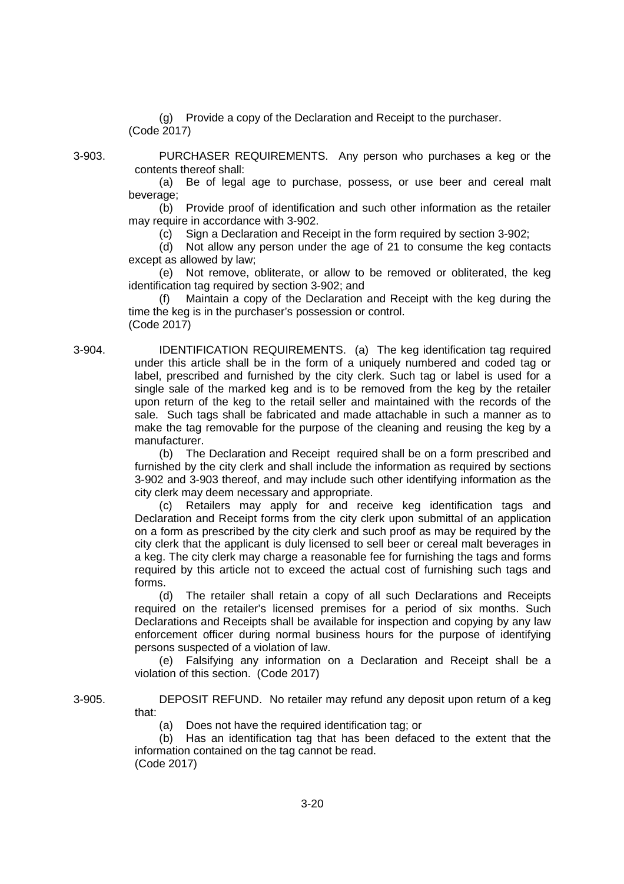(g) Provide a copy of the Declaration and Receipt to the purchaser.
(Code 2017)

3-903. PURCHASER REQUIREMENTS. Any person who purchases a keg or the contents thereof shall:

(a) Be of legal age to purchase, possess, or use beer and cereal malt beverage;

(b) Provide proof of identification and such other information as the retailer may require in accordance with 3-902.

(c) Sign a Declaration and Receipt in the form required by section 3-902;

(d) Not allow any person under the age of 21 to consume the keg contacts except as allowed by law;

(e) Not remove, obliterate, or allow to be removed or obliterated, the keg identification tag required by section 3-902; and

(f) Maintain a copy of the Declaration and Receipt with the keg during the time the keg is in the purchaser's possession or control.
(Code 2017)

3-904. IDENTIFICATION REQUIREMENTS. (a) The keg identification tag required under this article shall be in the form of a uniquely numbered and coded tag or label, prescribed and furnished by the city clerk. Such tag or label is used for a single sale of the marked keg and is to be removed from the keg by the retailer upon return of the keg to the retail seller and maintained with the records of the sale. Such tags shall be fabricated and made attachable in such a manner as to make the tag removable for the purpose of the cleaning and reusing the keg by a manufacturer.

(b) The Declaration and Receipt required shall be on a form prescribed and furnished by the city clerk and shall include the information as required by sections 3-902 and 3-903 thereof, and may include such other identifying information as the city clerk may deem necessary and appropriate.

(c) Retailers may apply for and receive keg identification tags and Declaration and Receipt forms from the city clerk upon submittal of an application on a form as prescribed by the city clerk and such proof as may be required by the city clerk that the applicant is duly licensed to sell beer or cereal malt beverages in a keg. The city clerk may charge a reasonable fee for furnishing the tags and forms required by this article not to exceed the actual cost of furnishing such tags and forms.

(d) The retailer shall retain a copy of all such Declarations and Receipts required on the retailer's licensed premises for a period of six months. Such Declarations and Receipts shall be available for inspection and copying by any law enforcement officer during normal business hours for the purpose of identifying persons suspected of a violation of law.

(e) Falsifying any information on a Declaration and Receipt shall be a violation of this section. (Code 2017)

3-905. DEPOSIT REFUND. No retailer may refund any deposit upon return of a keg that:

(a) Does not have the required identification tag; or

(b) Has an identification tag that has been defaced to the extent that the information contained on the tag cannot be read.
(Code 2017)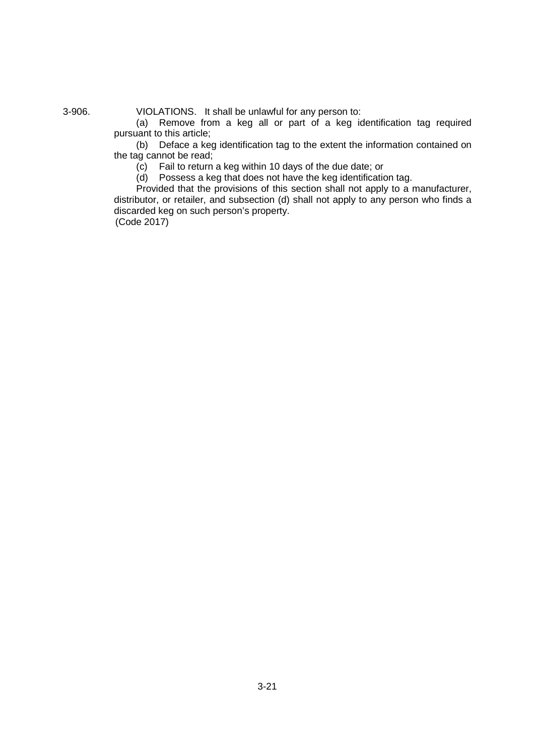3-906. VIOLATIONS. It shall be unlawful for any person to:

(a) Remove from a keg all or part of a keg identification tag required pursuant to this article;

(b) Deface a keg identification tag to the extent the information contained on the tag cannot be read;

(c) Fail to return a keg within 10 days of the due date; or

(d) Possess a keg that does not have the keg identification tag.

Provided that the provisions of this section shall not apply to a manufacturer, distributor, or retailer, and subsection (d) shall not apply to any person who finds a discarded keg on such person's property.

(Code 2017)